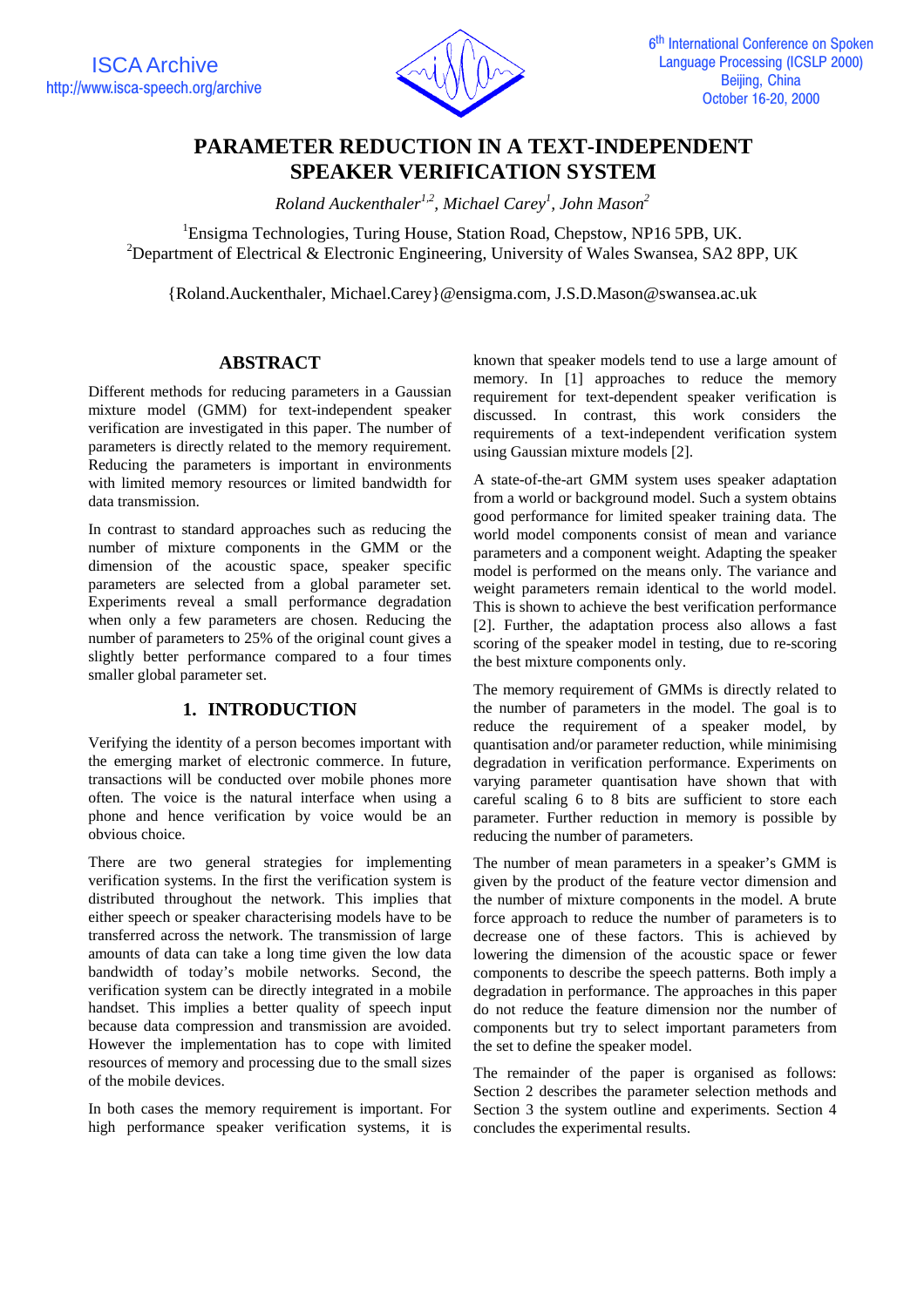# PARAMETER REDUCTION IN A TEXT-INDEPENDENT SPEAKER VERIFICATION SYSTEM

*Roland Auckenthaler[1,2], Michael Carey[1], John Mason[2]*

[1]Ensigma Technologies, Turing House, Station Road, Chepstow, NP16 5PB, UK.
[2]Department of Electrical & Electronic Engineering, University of Wales Swansea, SA2 8PP, UK

{Roland.Auckenthaler, Michael.Carey}@ensigma.com, J.S.D.Mason@swansea.ac.uk

## ABSTRACT

Different methods for reducing parameters in a Gaussian mixture model (GMM) for text-independent speaker verification are investigated in this paper. The number of parameters is directly related to the memory requirement. Reducing the parameters is important in environments with limited memory resources or limited bandwidth for data transmission.

In contrast to standard approaches such as reducing the number of mixture components in the GMM or the dimension of the acoustic space, speaker specific parameters are selected from a global parameter set. Experiments reveal a small performance degradation when only a few parameters are chosen. Reducing the number of parameters to 25% of the original count gives a slightly better performance compared to a four times smaller global parameter set.

## 1. INTRODUCTION

Verifying the identity of a person becomes important with the emerging market of electronic commerce. In future, transactions will be conducted over mobile phones more often. The voice is the natural interface when using a phone and hence verification by voice would be an obvious choice.

There are two general strategies for implementing verification systems. In the first the verification system is distributed throughout the network. This implies that either speech or speaker characterising models have to be transferred across the network. The transmission of large amounts of data can take a long time given the low data bandwidth of today's mobile networks. Second, the verification system can be directly integrated in a mobile handset. This implies a better quality of speech input because data compression and transmission are avoided. However the implementation has to cope with limited resources of memory and processing due to the small sizes of the mobile devices.

In both cases the memory requirement is important. For high performance speaker verification systems, it is known that speaker models tend to use a large amount of memory. In [1] approaches to reduce the memory requirement for text-dependent speaker verification is discussed. In contrast, this work considers the requirements of a text-independent verification system using Gaussian mixture models [2].

A state-of-the-art GMM system uses speaker adaptation from a world or background model. Such a system obtains good performance for limited speaker training data. The world model components consist of mean and variance parameters and a component weight. Adapting the speaker model is performed on the means only. The variance and weight parameters remain identical to the world model. This is shown to achieve the best verification performance [2]. Further, the adaptation process also allows a fast scoring of the speaker model in testing, due to re-scoring the best mixture components only.

The memory requirement of GMMs is directly related to the number of parameters in the model. The goal is to reduce the requirement of a speaker model, by quantisation and/or parameter reduction, while minimising degradation in verification performance. Experiments on varying parameter quantisation have shown that with careful scaling 6 to 8 bits are sufficient to store each parameter. Further reduction in memory is possible by reducing the number of parameters.

The number of mean parameters in a speaker's GMM is given by the product of the feature vector dimension and the number of mixture components in the model. A brute force approach to reduce the number of parameters is to decrease one of these factors. This is achieved by lowering the dimension of the acoustic space or fewer components to describe the speech patterns. Both imply a degradation in performance. The approaches in this paper do not reduce the feature dimension nor the number of components but try to select important parameters from the set to define the speaker model.

The remainder of the paper is organised as follows: Section 2 describes the parameter selection methods and Section 3 the system outline and experiments. Section 4 concludes the experimental results.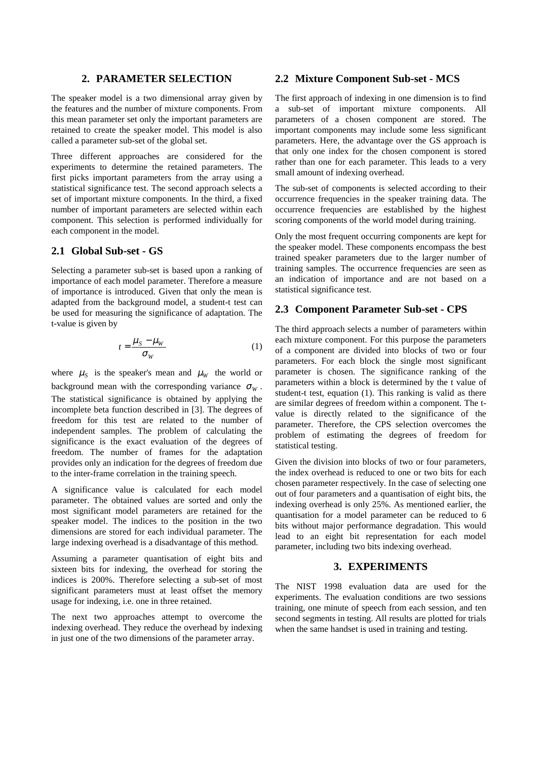## 2. PARAMETER SELECTION

The speaker model is a two dimensional array given by the features and the number of mixture components. From this mean parameter set only the important parameters are retained to create the speaker model. This model is also called a parameter sub-set of the global set.

Three different approaches are considered for the experiments to determine the retained parameters. The first picks important parameters from the array using a statistical significance test. The second approach selects a set of important mixture components. In the third, a fixed number of important parameters are selected within each component. This selection is performed individually for each component in the model.

### 2.1 Global Sub-set - GS

Selecting a parameter sub-set is based upon a ranking of importance of each model parameter. Therefore a measure of importance is introduced. Given that only the mean is adapted from the background model, a student-t test can be used for measuring the significance of adaptation. The t-value is given by

$$t = \frac{\mu_S - \mu_W}{\sigma_W} \tag{1}$$

where $\mu_S$ is the speaker's mean and $\mu_W$ the world or background mean with the corresponding variance $\sigma_W$. The statistical significance is obtained by applying the incomplete beta function described in [3]. The degrees of freedom for this test are related to the number of independent samples. The problem of calculating the significance is the exact evaluation of the degrees of freedom. The number of frames for the adaptation provides only an indication for the degrees of freedom due to the inter-frame correlation in the training speech.

A significance value is calculated for each model parameter. The obtained values are sorted and only the most significant model parameters are retained for the speaker model. The indices to the position in the two dimensions are stored for each individual parameter. The large indexing overhead is a disadvantage of this method.

Assuming a parameter quantisation of eight bits and sixteen bits for indexing, the overhead for storing the indices is 200%. Therefore selecting a sub-set of most significant parameters must at least offset the memory usage for indexing, i.e. one in three retained.

The next two approaches attempt to overcome the indexing overhead. They reduce the overhead by indexing in just one of the two dimensions of the parameter array.

### 2.2 Mixture Component Sub-set - MCS

The first approach of indexing in one dimension is to find a sub-set of important mixture components. All parameters of a chosen component are stored. The important components may include some less significant parameters. Here, the advantage over the GS approach is that only one index for the chosen component is stored rather than one for each parameter. This leads to a very small amount of indexing overhead.

The sub-set of components is selected according to their occurrence frequencies in the speaker training data. The occurrence frequencies are established by the highest scoring components of the world model during training.

Only the most frequent occurring components are kept for the speaker model. These components encompass the best trained speaker parameters due to the larger number of training samples. The occurrence frequencies are seen as an indication of importance and are not based on a statistical significance test.

### 2.3 Component Parameter Sub-set - CPS

The third approach selects a number of parameters within each mixture component. For this purpose the parameters of a component are divided into blocks of two or four parameters. For each block the single most significant parameter is chosen. The significance ranking of the parameters within a block is determined by the t value of student-t test, equation (1). This ranking is valid as there are similar degrees of freedom within a component. The t-value is directly related to the significance of the parameter. Therefore, the CPS selection overcomes the problem of estimating the degrees of freedom for statistical testing.

Given the division into blocks of two or four parameters, the index overhead is reduced to one or two bits for each chosen parameter respectively. In the case of selecting one out of four parameters and a quantisation of eight bits, the indexing overhead is only 25%. As mentioned earlier, the quantisation for a model parameter can be reduced to 6 bits without major performance degradation. This would lead to an eight bit representation for each model parameter, including two bits indexing overhead.

## 3. EXPERIMENTS

The NIST 1998 evaluation data are used for the experiments. The evaluation conditions are two sessions training, one minute of speech from each session, and ten second segments in testing. All results are plotted for trials when the same handset is used in training and testing.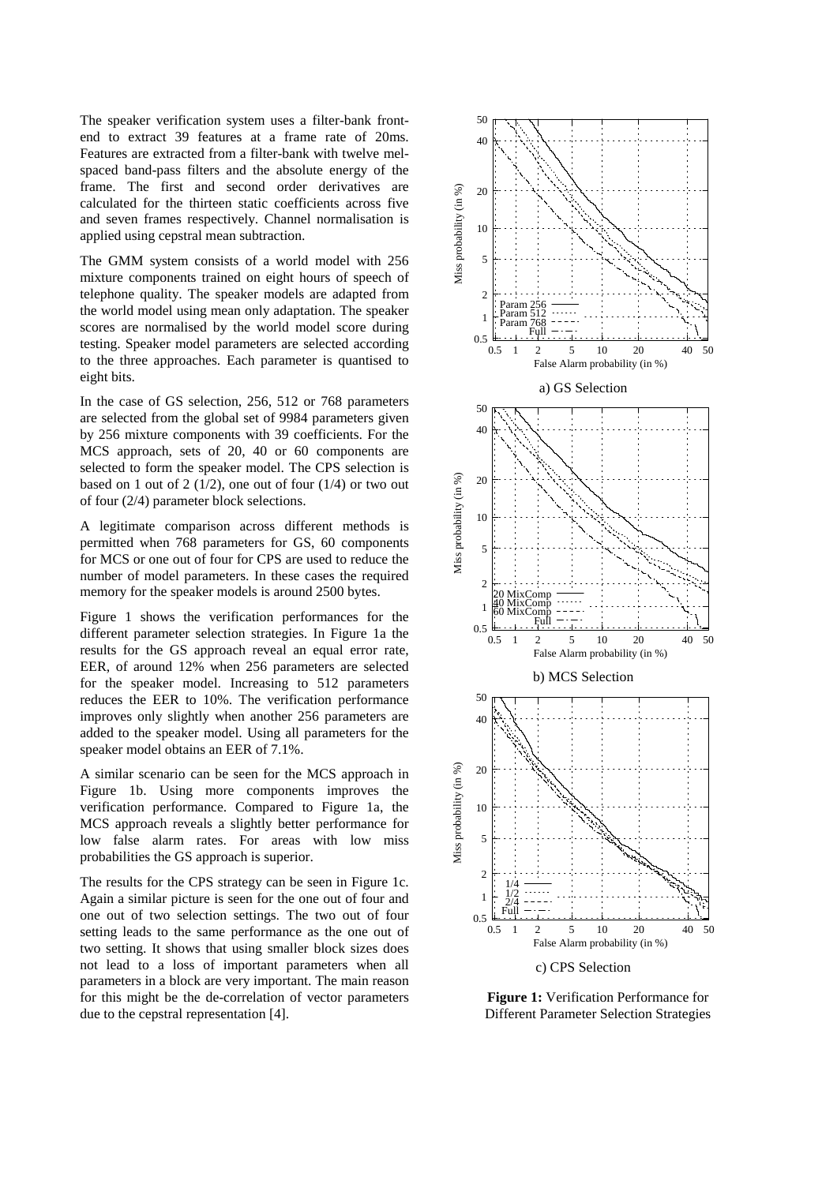The speaker verification system uses a filter-bank front-end to extract 39 features at a frame rate of 20ms. Features are extracted from a filter-bank with twelve mel-spaced band-pass filters and the absolute energy of the frame. The first and second order derivatives are calculated for the thirteen static coefficients across five and seven frames respectively. Channel normalisation is applied using cepstral mean subtraction.

The GMM system consists of a world model with 256 mixture components trained on eight hours of speech of telephone quality. The speaker models are adapted from the world model using mean only adaptation. The speaker scores are normalised by the world model score during testing. Speaker model parameters are selected according to the three approaches. Each parameter is quantised to eight bits.

In the case of GS selection, 256, 512 or 768 parameters are selected from the global set of 9984 parameters given by 256 mixture components with 39 coefficients. For the MCS approach, sets of 20, 40 or 60 components are selected to form the speaker model. The CPS selection is based on 1 out of 2 (1/2), one out of four (1/4) or two out of four (2/4) parameter block selections.

A legitimate comparison across different methods is permitted when 768 parameters for GS, 60 components for MCS or one out of four for CPS are used to reduce the number of model parameters. In these cases the required memory for the speaker models is around 2500 bytes.

Figure 1 shows the verification performances for the different parameter selection strategies. In Figure 1a the results for the GS approach reveal an equal error rate, EER, of around 12% when 256 parameters are selected for the speaker model. Increasing to 512 parameters reduces the EER to 10%. The verification performance improves only slightly when another 256 parameters are added to the speaker model. Using all parameters for the speaker model obtains an EER of 7.1%.

A similar scenario can be seen for the MCS approach in Figure 1b. Using more components improves the verification performance. Compared to Figure 1a, the MCS approach reveals a slightly better performance for low false alarm rates. For areas with low miss probabilities the GS approach is superior.

The results for the CPS strategy can be seen in Figure 1c. Again a similar picture is seen for the one out of four and one out of two selection settings. The two out of four setting leads to the same performance as the one out of two setting. It shows that using smaller block sizes does not lead to a loss of important parameters when all parameters in a block are very important. The main reason for this might be the de-correlation of vector parameters due to the cepstral representation [4].

a) GS Selection

b) MCS Selection

c) CPS Selection

**Figure 1:** Verification Performance for Different Parameter Selection Strategies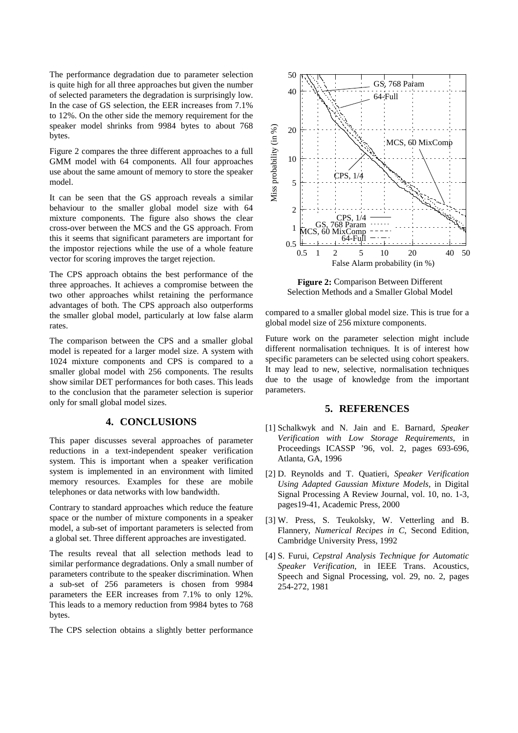The performance degradation due to parameter selection is quite high for all three approaches but given the number of selected parameters the degradation is surprisingly low. In the case of GS selection, the EER increases from 7.1% to 12%. On the other side the memory requirement for the speaker model shrinks from 9984 bytes to about 768 bytes.

Figure 2 compares the three different approaches to a full GMM model with 64 components. All four approaches use about the same amount of memory to store the speaker model.

It can be seen that the GS approach reveals a similar behaviour to the smaller global model size with 64 mixture components. The figure also shows the clear cross-over between the MCS and the GS approach. From this it seems that significant parameters are important for the impostor rejections while the use of a whole feature vector for scoring improves the target rejection.

The CPS approach obtains the best performance of the three approaches. It achieves a compromise between the two other approaches whilst retaining the performance advantages of both. The CPS approach also outperforms the smaller global model, particularly at low false alarm rates.

The comparison between the CPS and a smaller global model is repeated for a larger model size. A system with 1024 mixture components and CPS is compared to a smaller global model with 256 components. The results show similar DET performances for both cases. This leads to the conclusion that the parameter selection is superior only for small global model sizes.

## 4. CONCLUSIONS

This paper discusses several approaches of parameter reductions in a text-independent speaker verification system. This is important when a speaker verification system is implemented in an environment with limited memory resources. Examples for these are mobile telephones or data networks with low bandwidth.

Contrary to standard approaches which reduce the feature space or the number of mixture components in a speaker model, a sub-set of important parameters is selected from a global set. Three different approaches are investigated.

The results reveal that all selection methods lead to similar performance degradations. Only a small number of parameters contribute to the speaker discrimination. When a sub-set of 256 parameters is chosen from 9984 parameters the EER increases from 7.1% to only 12%. This leads to a memory reduction from 9984 bytes to 768 bytes.

The CPS selection obtains a slightly better performance compared to a smaller global model size. This is true for a global model size of 256 mixture components.

Future work on the parameter selection might include different normalisation techniques. It is of interest how specific parameters can be selected using cohort speakers. It may lead to new, selective, normalisation techniques due to the usage of knowledge from the important parameters.

Miss probability (in %)
50
40
20
10
5
2
1
0.5
0.5 1 2 5 10 20 40 50
False Alarm probability (in %)
GS, 768 Param
64-Full
MCS, 60 MixComp
CPS, 1/4
CPS, 1/4
GS, 768 Param
MCS, 60 MixComp
64-Full

**Figure 2:** Comparison Between Different Selection Methods and a Smaller Global Model

## 5. REFERENCES

[1] Schalkwyk and N. Jain and E. Barnard, *Speaker Verification with Low Storage Requirements*, in Proceedings ICASSP '96, vol. 2, pages 693-696, Atlanta, GA, 1996

[2] D. Reynolds and T. Quatieri, *Speaker Verification Using Adapted Gaussian Mixture Models*, in Digital Signal Processing A Review Journal, vol. 10, no. 1-3, pages19-41, Academic Press, 2000

[3] W. Press, S. Teukolsky, W. Vetterling and B. Flannery, *Numerical Recipes in C*, Second Edition, Cambridge University Press, 1992

[4] S. Furui, *Cepstral Analysis Technique for Automatic Speaker Verification*, in IEEE Trans. Acoustics, Speech and Signal Processing, vol. 29, no. 2, pages 254-272, 1981